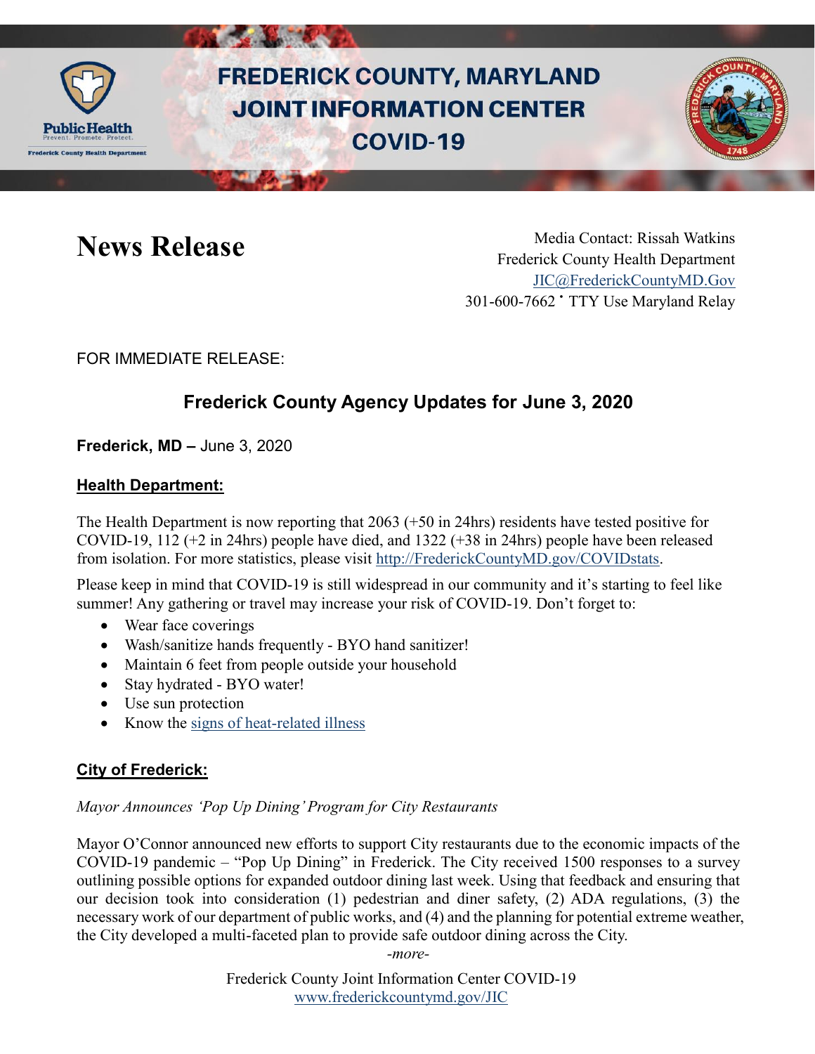# FREDERICK COUNTY, MARYLAND JOINT INFORMATION CENTER COVID-19

## News Release

Media Contact: Rissah Watkins
Frederick County Health Department
JIC@FrederickCountyMD.Gov
301-600-7662 • TTY Use Maryland Relay

FOR IMMEDIATE RELEASE:

## Frederick County Agency Updates for June 3, 2020

**Frederick, MD –** June 3, 2020

### Health Department:

The Health Department is now reporting that 2063 (+50 in 24hrs) residents have tested positive for COVID-19, 112 (+2 in 24hrs) people have died, and 1322 (+38 in 24hrs) people have been released from isolation. For more statistics, please visit http://FrederickCountyMD.gov/COVIDstats.

Please keep in mind that COVID-19 is still widespread in our community and it's starting to feel like summer! Any gathering or travel may increase your risk of COVID-19. Don't forget to:

- Wear face coverings
- Wash/sanitize hands frequently - BYO hand sanitizer!
- Maintain 6 feet from people outside your household
- Stay hydrated - BYO water!
- Use sun protection
- Know the signs of heat-related illness

### City of Frederick:

*Mayor Announces 'Pop Up Dining' Program for City Restaurants*

Mayor O'Connor announced new efforts to support City restaurants due to the economic impacts of the COVID-19 pandemic – "Pop Up Dining" in Frederick. The City received 1500 responses to a survey outlining possible options for expanded outdoor dining last week. Using that feedback and ensuring that our decision took into consideration (1) pedestrian and diner safety, (2) ADA regulations, (3) the necessary work of our department of public works, and (4) and the planning for potential extreme weather, the City developed a multi-faceted plan to provide safe outdoor dining across the City.

-more-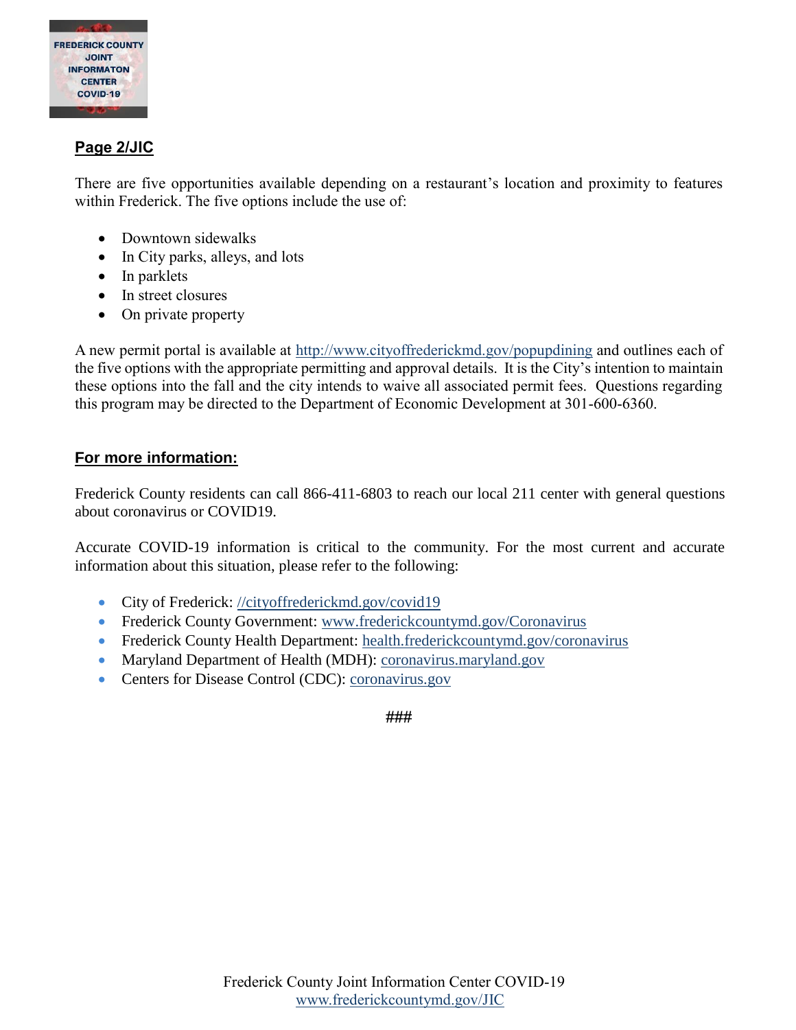**Page 2/JIC**

There are five opportunities available depending on a restaurant's location and proximity to features within Frederick. The five options include the use of:

- Downtown sidewalks
- In City parks, alleys, and lots
- In parklets
- In street closures
- On private property

A new permit portal is available at http://www.cityoffrederickmd.gov/popupdining and outlines each of the five options with the appropriate permitting and approval details. It is the City's intention to maintain these options into the fall and the city intends to waive all associated permit fees. Questions regarding this program may be directed to the Department of Economic Development at 301-600-6360.

**For more information:**

Frederick County residents can call 866-411-6803 to reach our local 211 center with general questions about coronavirus or COVID19.

Accurate COVID-19 information is critical to the community. For the most current and accurate information about this situation, please refer to the following:

- City of Frederick: //cityoffrederickmd.gov/covid19
- Frederick County Government: www.frederickcountymd.gov/Coronavirus
- Frederick County Health Department: health.frederickcountymd.gov/coronavirus
- Maryland Department of Health (MDH): coronavirus.maryland.gov
- Centers for Disease Control (CDC): coronavirus.gov

###